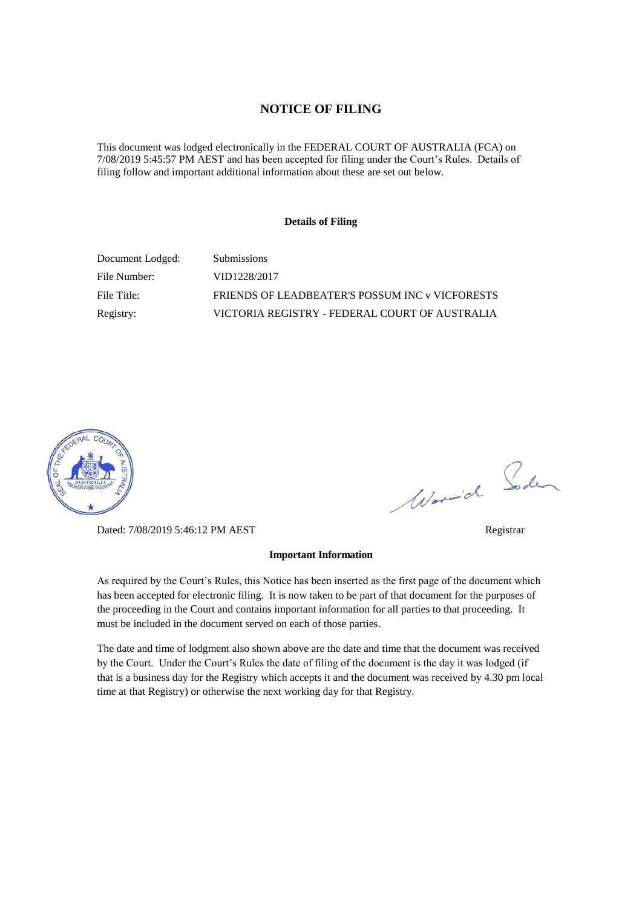# NOTICE OF FILING

This document was lodged electronically in the FEDERAL COURT OF AUSTRALIA (FCA) on 7/08/2019 5:45:57 PM AEST and has been accepted for filing under the Court's Rules. Details of filing follow and important additional information about these are set out below.

## Details of Filing

| | |
|---|---|
| Document Lodged: | Submissions |
| File Number: | VID1228/2017 |
| File Title: | FRIENDS OF LEADBEATER'S POSSUM INC v VICFORESTS |
| Registry: | VICTORIA REGISTRY - FEDERAL COURT OF AUSTRALIA |

Dated: 7/08/2019 5:46:12 PM AEST

Registrar

## Important Information

As required by the Court's Rules, this Notice has been inserted as the first page of the document which has been accepted for electronic filing. It is now taken to be part of that document for the purposes of the proceeding in the Court and contains important information for all parties to that proceeding. It must be included in the document served on each of those parties.

The date and time of lodgment also shown above are the date and time that the document was received by the Court. Under the Court's Rules the date of filing of the document is the day it was lodged (if that is a business day for the Registry which accepts it and the document was received by 4.30 pm local time at that Registry) or otherwise the next working day for that Registry.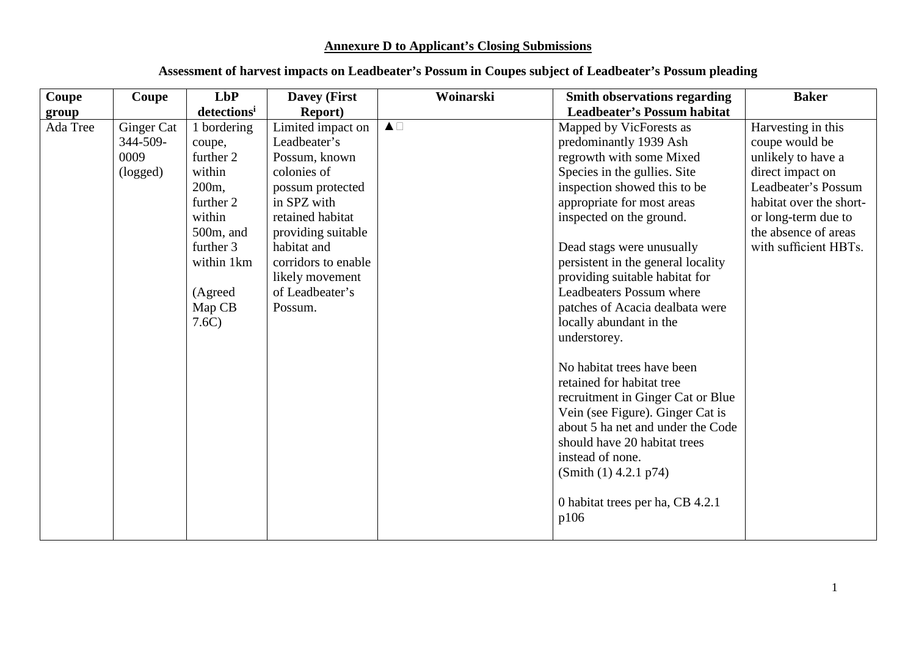**Annexure D to Applicant's Closing Submissions**

**Assessment of harvest impacts on Leadbeater's Possum in Coupes subject of Leadbeater's Possum pleading**

| Coupe group | Coupe | LbP detections[i] | Davey (First Report) | Woinarski | Smith observations regarding Leadbeater's Possum habitat | Baker |
|---|---|---|---|---|---|---|
| Ada Tree | Ginger Cat 344-509-0009 (logged) | 1 bordering coupe, further 2 within 200m, further 2 within 500m, and further 3 within 1km (Agreed Map CB 7.6C) | Limited impact on Leadbeater's Possum, known colonies of possum protected in SPZ with retained habitat providing suitable habitat and corridors to enable likely movement of Leadbeater's Possum. | ▲□ | Mapped by VicForests as predominantly 1939 Ash regrowth with some Mixed Species in the gullies. Site inspection showed this to be appropriate for most areas inspected on the ground.<br><br>Dead stags were unusually persistent in the general locality providing suitable habitat for Leadbeaters Possum where patches of Acacia dealbata were locally abundant in the understorey.<br><br>No habitat trees have been retained for habitat tree recruitment in Ginger Cat or Blue Vein (see Figure). Ginger Cat is about 5 ha net and under the Code should have 20 habitat trees instead of none. (Smith (1) 4.2.1 p74)<br><br>0 habitat trees per ha, CB 4.2.1 p106 | Harvesting in this coupe would be unlikely to have a direct impact on Leadbeater's Possum habitat over the short- or long-term due to the absence of areas with sufficient HBTs. |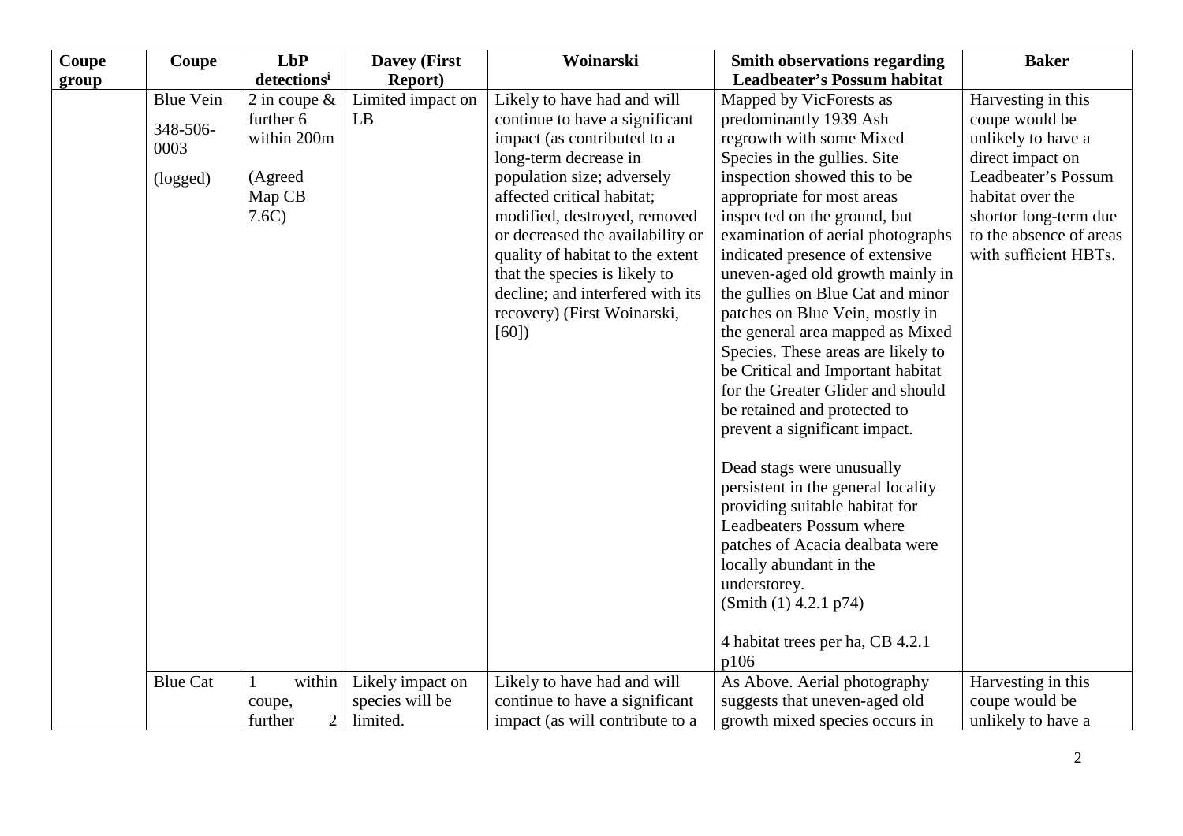| Coupe group | Coupe | LbP detections[i] | Davey (First Report) | Woinarski | Smith observations regarding Leadbeater's Possum habitat | Baker |
|---|---|---|---|---|---|---|
| | Blue Vein<br><br>348-506-0003<br><br>(logged) | 2 in coupe & further 6 within 200m<br><br>(Agreed Map CB 7.6C) | Limited impact on LB | Likely to have had and will continue to have a significant impact (as contributed to a long-term decrease in population size; adversely affected critical habitat; modified, destroyed, removed or decreased the availability or quality of habitat to the extent that the species is likely to decline; and interfered with its recovery) (First Woinarski, [60]) | Mapped by VicForests as predominantly 1939 Ash regrowth with some Mixed Species in the gullies. Site inspection showed this to be appropriate for most areas inspected on the ground, but examination of aerial photographs indicated presence of extensive uneven-aged old growth mainly in the gullies on Blue Cat and minor patches on Blue Vein, mostly in the general area mapped as Mixed Species. These areas are likely to be Critical and Important habitat for the Greater Glider and should be retained and protected to prevent a significant impact.<br><br>Dead stags were unusually persistent in the general locality providing suitable habitat for Leadbeaters Possum where patches of Acacia dealbata were locally abundant in the understorey.<br>(Smith (1) 4.2.1 p74)<br><br>4 habitat trees per ha, CB 4.2.1 p106 | Harvesting in this coupe would be unlikely to have a direct impact on Leadbeater's Possum habitat over the shortor long-term due to the absence of areas with sufficient HBTs. |
| | Blue Cat | 1 within coupe, further 2 | Likely impact on species will be limited. | Likely to have had and will continue to have a significant impact (as will contribute to a | As Above. Aerial photography suggests that uneven-aged old growth mixed species occurs in | Harvesting in this coupe would be unlikely to have a |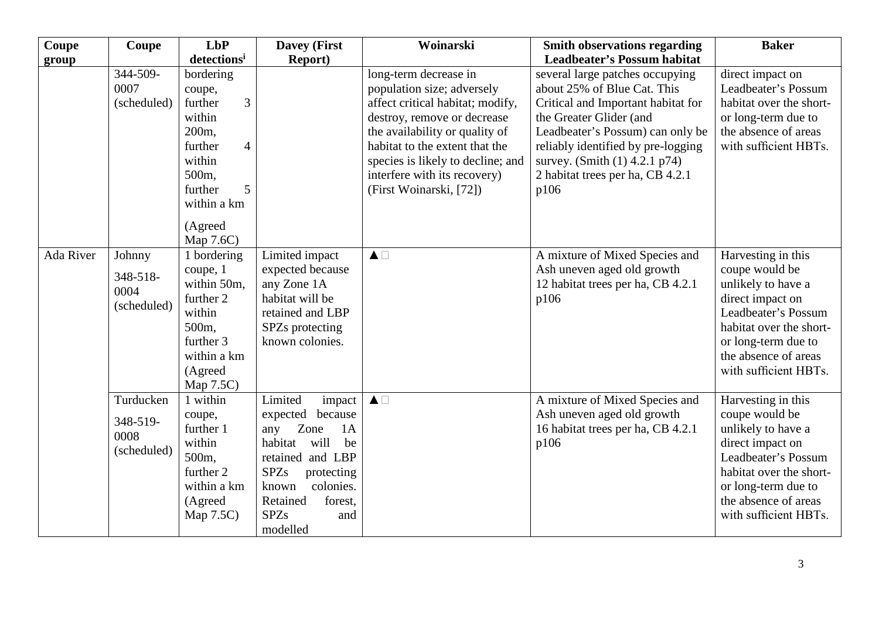| Coupe group | Coupe | LbP detections[i] | Davey (First Report) | Woinarski | Smith observations regarding Leadbeater's Possum habitat | Baker |
|---|---|---|---|---|---|---|
| | 344-509-0007 (scheduled) | bordering coupe, further 3 within 200m, further 4 within 500m, further 5 within a km (Agreed Map 7.6C) | | long-term decrease in population size; adversely affect critical habitat; modify, destroy, remove or decrease the availability or quality of habitat to the extent that the species is likely to decline; and interfere with its recovery) (First Woinarski, [72]) | several large patches occupying about 25% of Blue Cat. This Critical and Important habitat for the Greater Glider (and Leadbeater's Possum) can only be reliably identified by pre-logging survey. (Smith (1) 4.2.1 p74) 2 habitat trees per ha, CB 4.2.1 p106 | direct impact on Leadbeater's Possum habitat over the short- or long-term due to the absence of areas with sufficient HBTs. |
| Ada River | Johnny 348-518-0004 (scheduled) | 1 bordering coupe, 1 within 50m, further 2 within 500m, further 3 within a km (Agreed Map 7.5C) | Limited impact expected because any Zone 1A habitat will be retained and LBP SPZs protecting known colonies. | ▲ | A mixture of Mixed Species and Ash uneven aged old growth 12 habitat trees per ha, CB 4.2.1 p106 | Harvesting in this coupe would be unlikely to have a direct impact on Leadbeater's Possum habitat over the short- or long-term due to the absence of areas with sufficient HBTs. |
| | Turducken 348-519-0008 (scheduled) | 1 within coupe, further 1 within 500m, further 2 within a km (Agreed Map 7.5C) | Limited impact expected because any Zone 1A habitat will be retained and LBP SPZs protecting known colonies. Retained forest, SPZs and modelled | ▲ | A mixture of Mixed Species and Ash uneven aged old growth 16 habitat trees per ha, CB 4.2.1 p106 | Harvesting in this coupe would be unlikely to have a direct impact on Leadbeater's Possum habitat over the short- or long-term due to the absence of areas with sufficient HBTs. |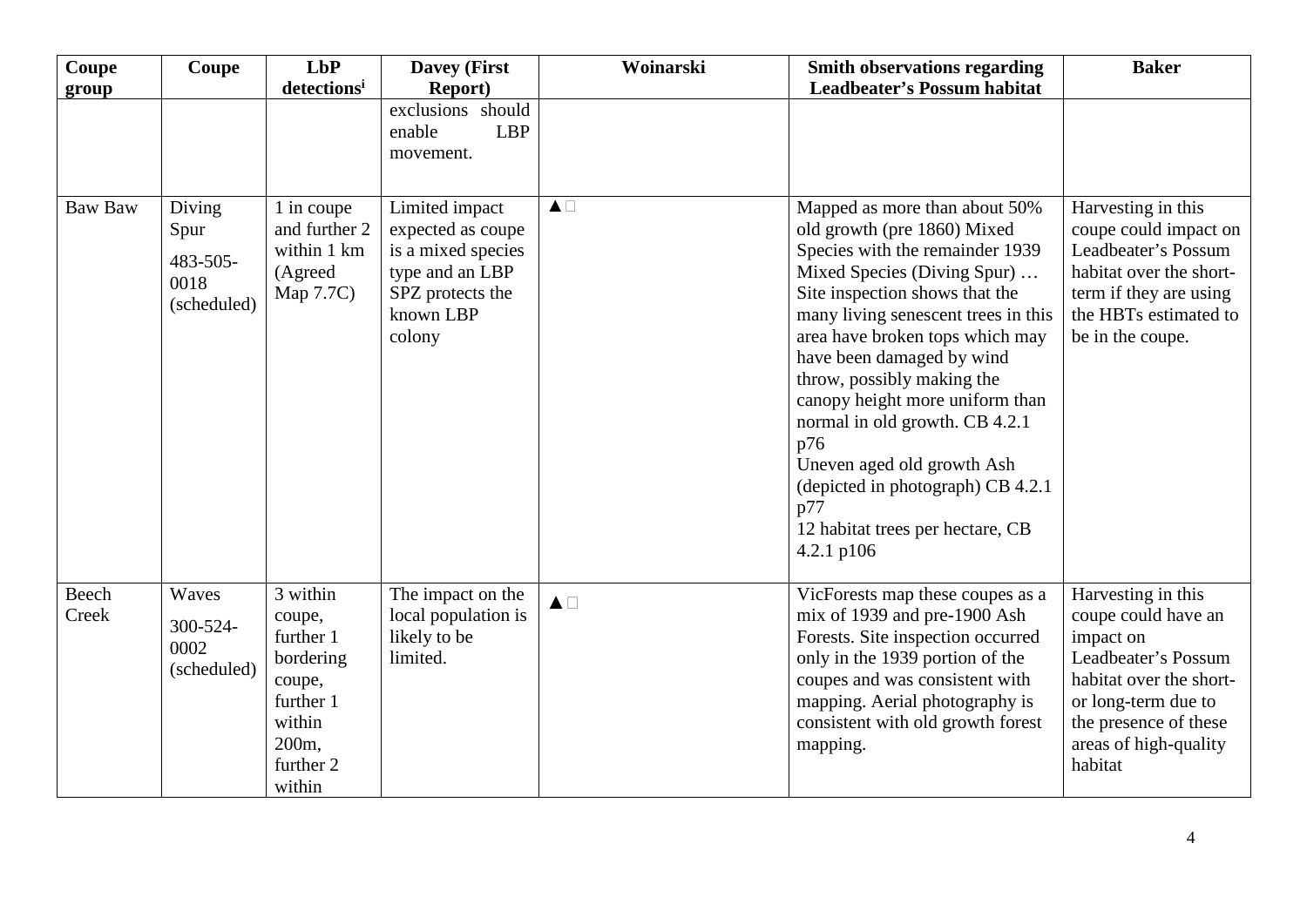| Coupe group | Coupe | LbP detections[i] | Davey (First Report) | Woinarski | Smith observations regarding Leadbeater's Possum habitat | Baker |
|---|---|---|---|---|---|---|
| | | | exclusions should enable LBP movement. | | | |
| Baw Baw | Diving Spur 483-505-0018 (scheduled) | 1 in coupe and further 2 within 1 km (Agreed Map 7.7C) | Limited impact expected as coupe is a mixed species type and an LBP SPZ protects the known LBP colony | ▲□ | Mapped as more than about 50% old growth (pre 1860) Mixed Species with the remainder 1939 Mixed Species (Diving Spur) … Site inspection shows that the many living senescent trees in this area have broken tops which may have been damaged by wind throw, possibly making the canopy height more uniform than normal in old growth. CB 4.2.1 p76 Uneven aged old growth Ash (depicted in photograph) CB 4.2.1 p77 12 habitat trees per hectare, CB 4.2.1 p106 | Harvesting in this coupe could impact on Leadbeater's Possum habitat over the short-term if they are using the HBTs estimated to be in the coupe. |
| Beech Creek | Waves 300-524-0002 (scheduled) | 3 within coupe, further 1 bordering coupe, further 1 within 200m, further 2 within | The impact on the local population is likely to be limited. | ▲□ | VicForests map these coupes as a mix of 1939 and pre-1900 Ash Forests. Site inspection occurred only in the 1939 portion of the coupes and was consistent with mapping. Aerial photography is consistent with old growth forest mapping. | Harvesting in this coupe could have an impact on Leadbeater's Possum habitat over the short- or long-term due to the presence of these areas of high-quality habitat |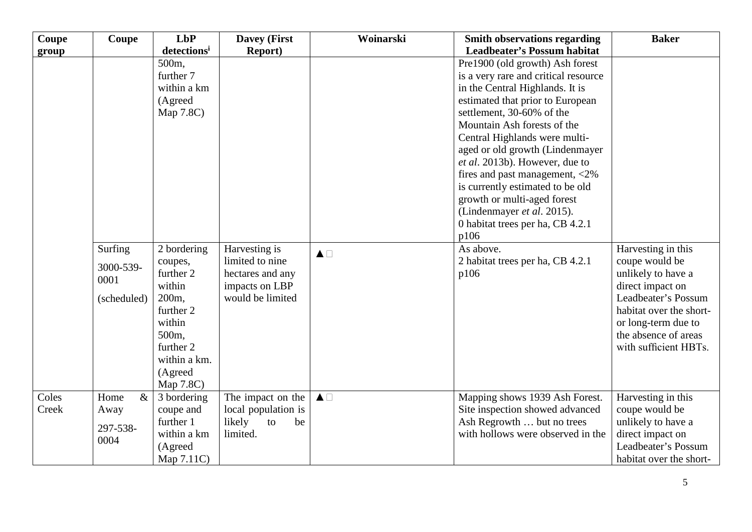| Coupe group | Coupe | LbP detections[i] | Davey (First Report) | Woinarski | Smith observations regarding Leadbeater's Possum habitat | Baker |
|---|---|---|---|---|---|---|
| | | 500m, further 7 within a km (Agreed Map 7.8C) | | | Pre1900 (old growth) Ash forest is a very rare and critical resource in the Central Highlands. It is estimated that prior to European settlement, 30-60% of the Mountain Ash forests of the Central Highlands were multi-aged or old growth (Lindenmayer *et al*. 2013b). However, due to fires and past management, <2% is currently estimated to be old growth or multi-aged forest (Lindenmayer *et al*. 2015). 0 habitat trees per ha, CB 4.2.1 p106 | |
| | Surfing 3000-539-0001 (scheduled) | 2 bordering coupes, further 2 within 200m, further 2 within 500m, further 2 within a km. (Agreed Map 7.8C) | Harvesting is limited to nine hectares and any impacts on LBP would be limited | ▲ | As above. 2 habitat trees per ha, CB 4.2.1 p106 | Harvesting in this coupe would be unlikely to have a direct impact on Leadbeater's Possum habitat over the short- or long-term due to the absence of areas with sufficient HBTs. |
| Coles Creek | Home & Away 297-538-0004 | 3 bordering coupe and further 1 within a km (Agreed Map 7.11C) | The impact on the local population is likely to be limited. | ▲ | Mapping shows 1939 Ash Forest. Site inspection showed advanced Ash Regrowth … but no trees with hollows were observed in the | Harvesting in this coupe would be unlikely to have a direct impact on Leadbeater's Possum habitat over the short- |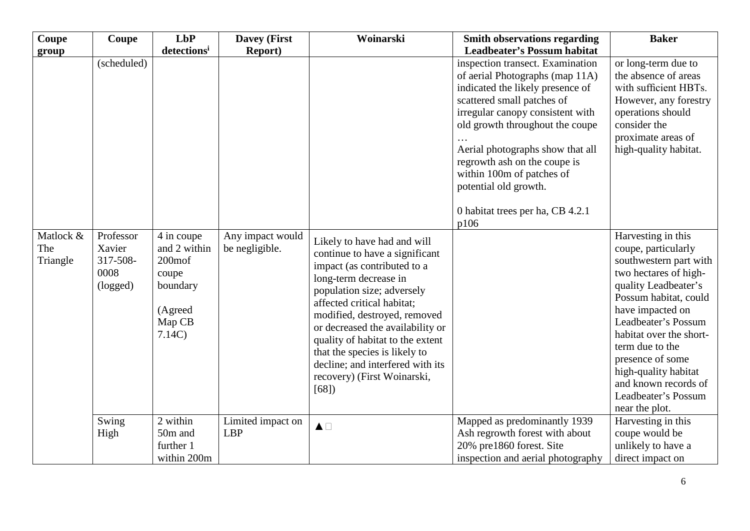| Coupe group | Coupe | LbP detections[i] | Davey (First Report) | Woinarski | Smith observations regarding Leadbeater's Possum habitat | Baker |
|---|---|---|---|---|---|---|
| | (scheduled) | | | | inspection transect. Examination of aerial Photographs (map 11A) indicated the likely presence of scattered small patches of irregular canopy consistent with old growth throughout the coupe … Aerial photographs show that all regrowth ash on the coupe is within 100m of patches of potential old growth. 0 habitat trees per ha, CB 4.2.1 p106 | or long-term due to the absence of areas with sufficient HBTs. However, any forestry operations should consider the proximate areas of high-quality habitat. |
| Matlock & The Triangle | Professor Xavier 317-508-0008 (logged) | 4 in coupe and 2 within 200mof coupe boundary (Agreed Map CB 7.14C) | Any impact would be negligible. | Likely to have had and will continue to have a significant impact (as contributed to a long-term decrease in population size; adversely affected critical habitat; modified, destroyed, removed or decreased the availability or quality of habitat to the extent that the species is likely to decline; and interfered with its recovery) (First Woinarski, [68]) | | Harvesting in this coupe, particularly southwestern part with two hectares of high-quality Leadbeater's Possum habitat, could have impacted on Leadbeater's Possum habitat over the short-term due to the presence of some high-quality habitat and known records of Leadbeater's Possum near the plot. |
| | Swing High | 2 within 50m and further 1 within 200m | Limited impact on LBP | ▲ | Mapped as predominantly 1939 Ash regrowth forest with about 20% pre1860 forest. Site inspection and aerial photography | Harvesting in this coupe would be unlikely to have a direct impact on |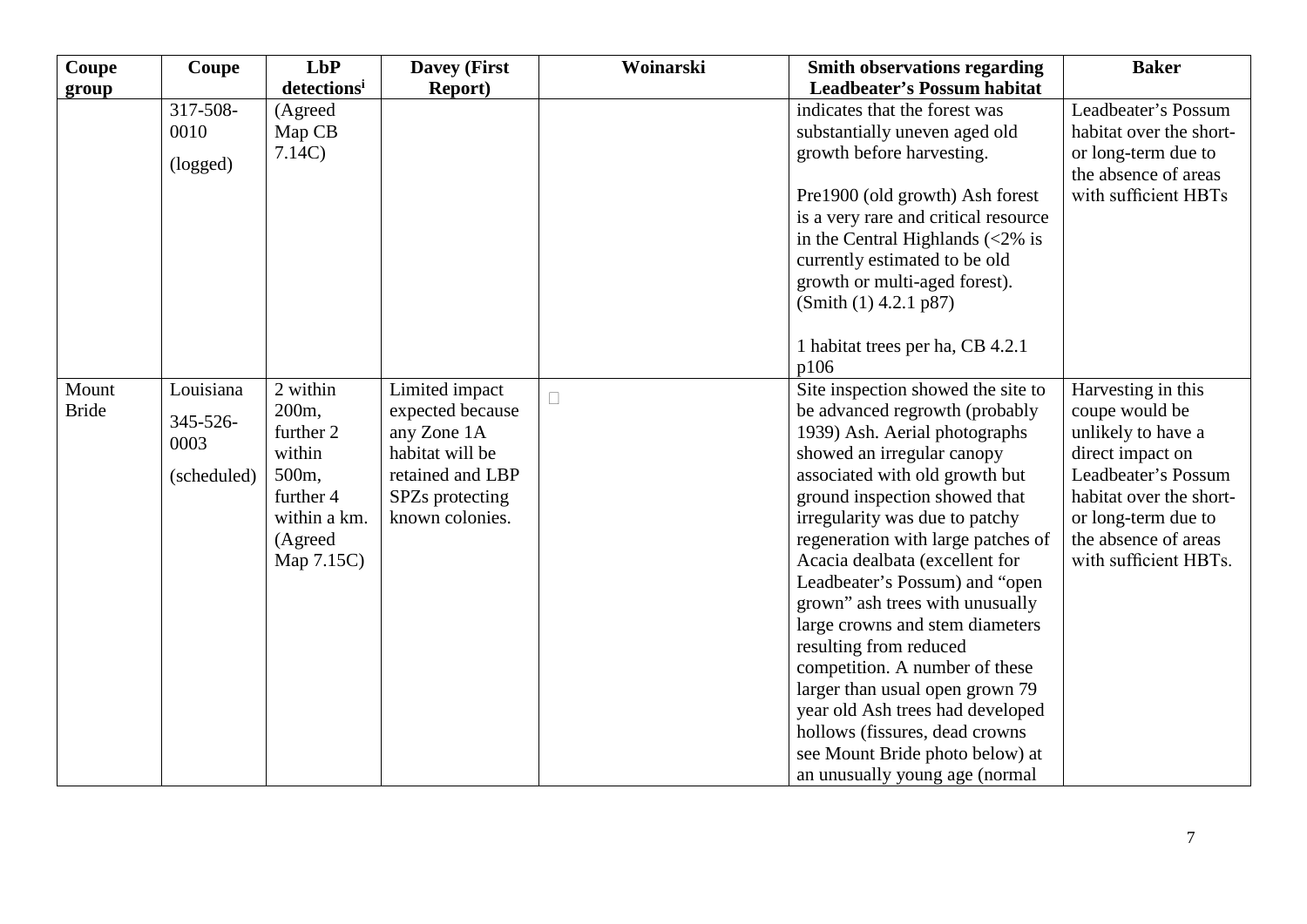| Coupe group | Coupe | LbP detections[i] | Davey (First Report) | Woinarski | Smith observations regarding Leadbeater's Possum habitat | Baker |
|---|---|---|---|---|---|---|
| | 317-508-0010 (logged) | (Agreed Map CB 7.14C) | | | indicates that the forest was substantially uneven aged old growth before harvesting.<br><br>Pre1900 (old growth) Ash forest is a very rare and critical resource in the Central Highlands (<2% is currently estimated to be old growth or multi-aged forest). (Smith (1) 4.2.1 p87)<br><br>1 habitat trees per ha, CB 4.2.1 p106 | Leadbeater's Possum habitat over the short- or long-term due to the absence of areas with sufficient HBTs |
| Mount Bride | Louisiana 345-526-0003 (scheduled) | 2 within 200m, further 2 within 500m, further 4 within a km. (Agreed Map 7.15C) | Limited impact expected because any Zone 1A habitat will be retained and LBP SPZs protecting known colonies. | | Site inspection showed the site to be advanced regrowth (probably 1939) Ash. Aerial photographs showed an irregular canopy associated with old growth but ground inspection showed that irregularity was due to patchy regeneration with large patches of Acacia dealbata (excellent for Leadbeater's Possum) and "open grown" ash trees with unusually large crowns and stem diameters resulting from reduced competition. A number of these larger than usual open grown 79 year old Ash trees had developed hollows (fissures, dead crowns see Mount Bride photo below) at an unusually young age (normal | Harvesting in this coupe would be unlikely to have a direct impact on Leadbeater's Possum habitat over the short- or long-term due to the absence of areas with sufficient HBTs. |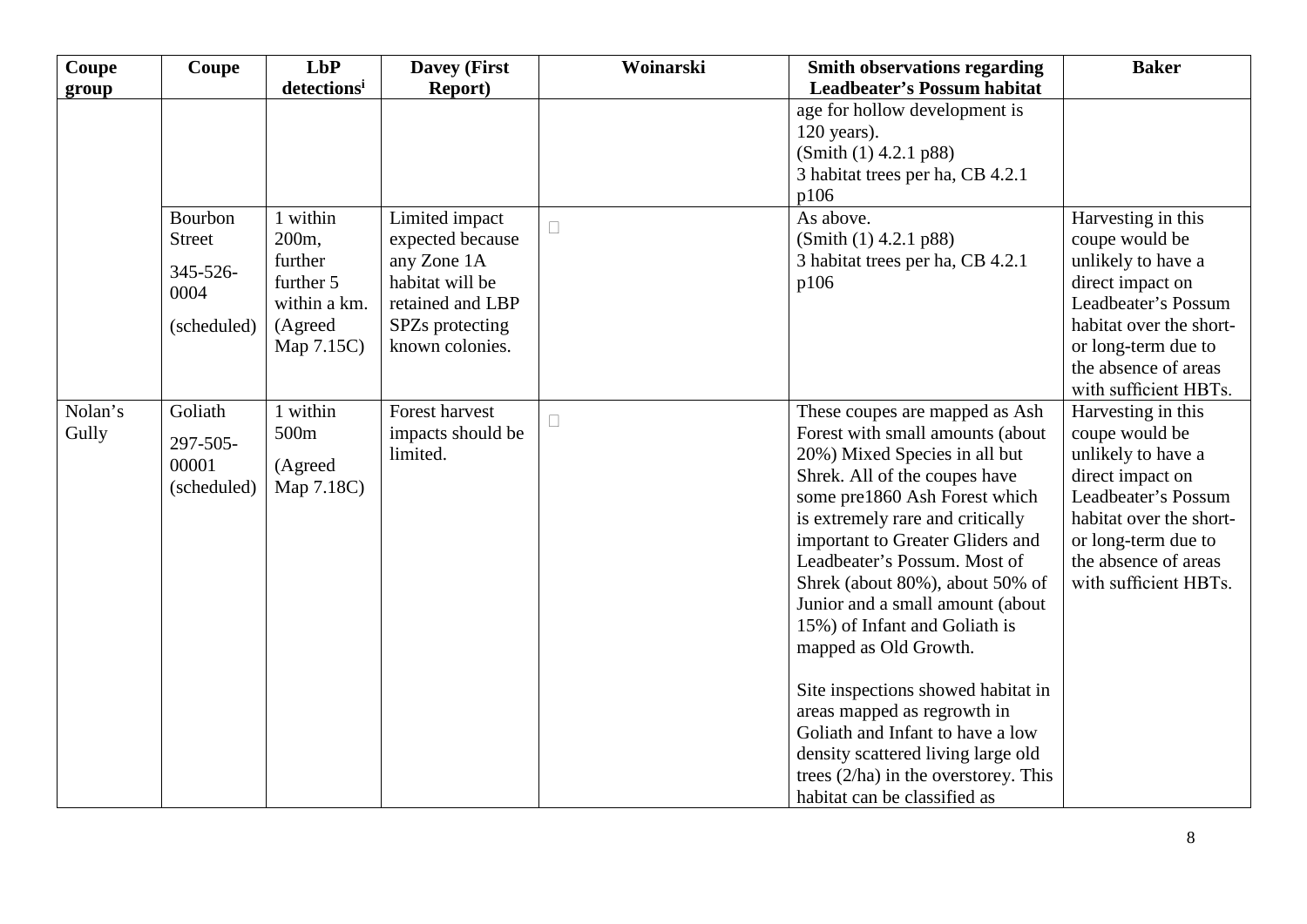| Coupe group | Coupe | LbP detections[i] | Davey (First Report) | Woinarski | Smith observations regarding Leadbeater's Possum habitat | Baker |
|---|---|---|---|---|---|---|
| | | | | | age for hollow development is 120 years). (Smith (1) 4.2.1 p88) 3 habitat trees per ha, CB 4.2.1 p106 | |
| | Bourbon Street 345-526-0004 (scheduled) | 1 within 200m, further further 5 within a km. (Agreed Map 7.15C) | Limited impact expected because any Zone 1A habitat will be retained and LBP SPZs protecting known colonies. | | As above. (Smith (1) 4.2.1 p88) 3 habitat trees per ha, CB 4.2.1 p106 | Harvesting in this coupe would be unlikely to have a direct impact on Leadbeater's Possum habitat over the short- or long-term due to the absence of areas with sufficient HBTs. |
| Nolan's Gully | Goliath 297-505-00001 (scheduled) | 1 within 500m (Agreed Map 7.18C) | Forest harvest impacts should be limited. | | These coupes are mapped as Ash Forest with small amounts (about 20%) Mixed Species in all but Shrek. All of the coupes have some pre1860 Ash Forest which is extremely rare and critically important to Greater Gliders and Leadbeater's Possum. Most of Shrek (about 80%), about 50% of Junior and a small amount (about 15%) of Infant and Goliath is mapped as Old Growth.<br><br>Site inspections showed habitat in areas mapped as regrowth in Goliath and Infant to have a low density scattered living large old trees (2/ha) in the overstorey. This habitat can be classified as | Harvesting in this coupe would be unlikely to have a direct impact on Leadbeater's Possum habitat over the short- or long-term due to the absence of areas with sufficient HBTs. |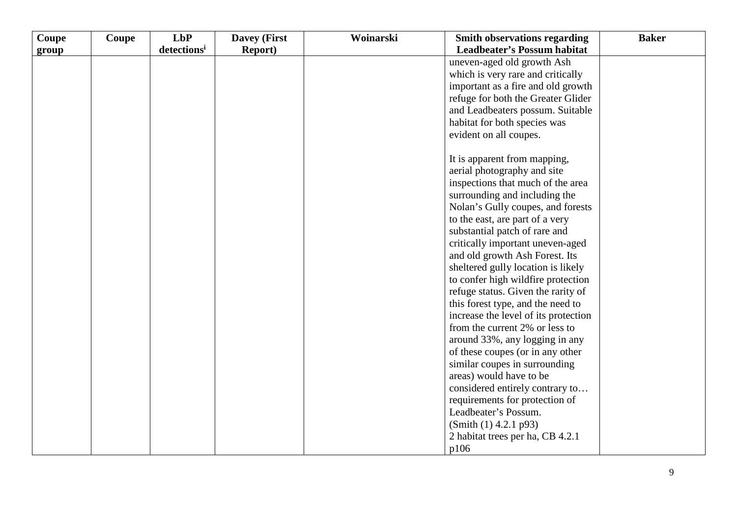| Coupe group | Coupe | LbP detections[i] | Davey (First Report) | Woinarski | Smith observations regarding Leadbeater's Possum habitat | Baker |
|---|---|---|---|---|---|---|
| | | | | | uneven-aged old growth Ash which is very rare and critically important as a fire and old growth refuge for both the Greater Glider and Leadbeaters possum. Suitable habitat for both species was evident on all coupes.<br><br>It is apparent from mapping, aerial photography and site inspections that much of the area surrounding and including the Nolan's Gully coupes, and forests to the east, are part of a very substantial patch of rare and critically important uneven-aged and old growth Ash Forest. Its sheltered gully location is likely to confer high wildfire protection refuge status. Given the rarity of this forest type, and the need to increase the level of its protection from the current 2% or less to around 33%, any logging in any of these coupes (or in any other similar coupes in surrounding areas) would have to be considered entirely contrary to… requirements for protection of Leadbeater's Possum.<br>(Smith (1) 4.2.1 p93)<br>2 habitat trees per ha, CB 4.2.1 p106 | |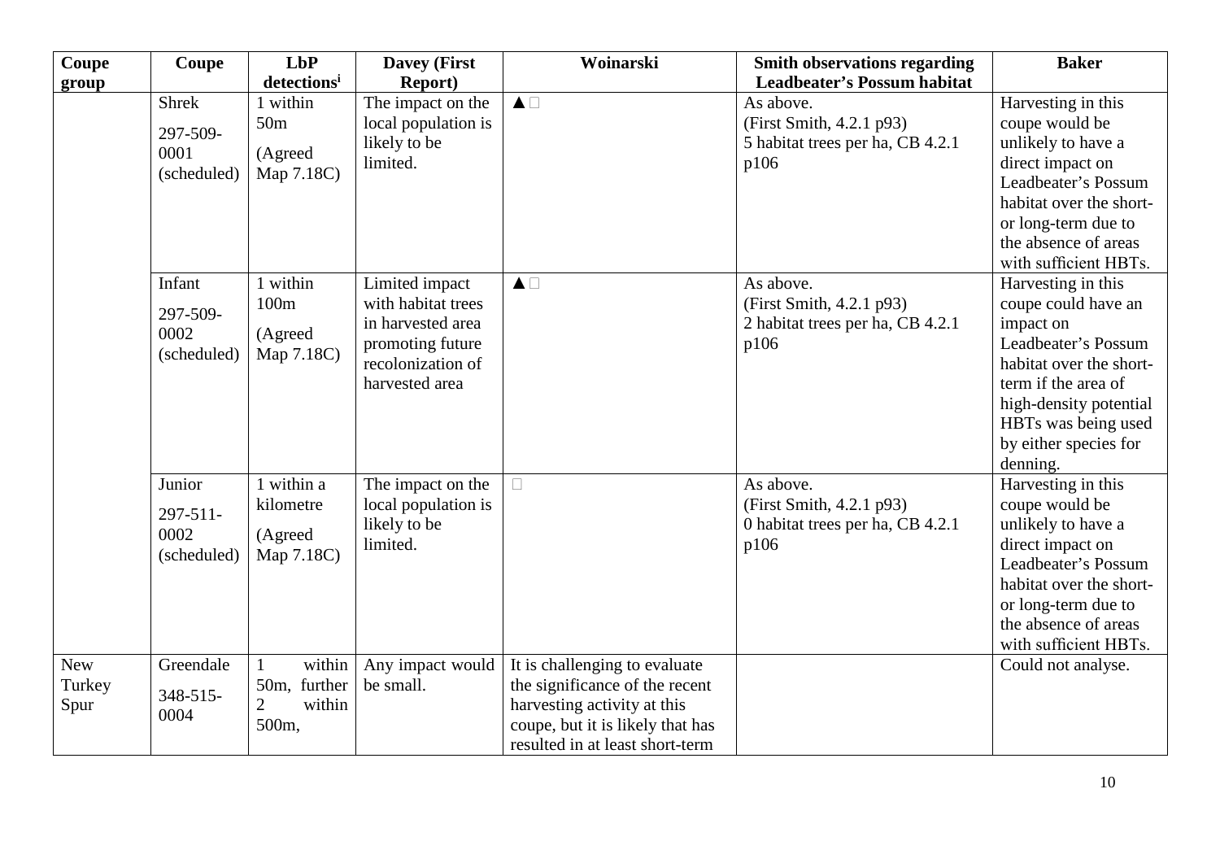| Coupe group | Coupe | LbP detections[i] | Davey (First Report) | Woinarski | Smith observations regarding Leadbeater's Possum habitat | Baker |
|---|---|---|---|---|---|---|
| | Shrek 297-509-0001 (scheduled) | 1 within 50m (Agreed Map 7.18C) | The impact on the local population is likely to be limited. | ▲ | As above. (First Smith, 4.2.1 p93) 5 habitat trees per ha, CB 4.2.1 p106 | Harvesting in this coupe would be unlikely to have a direct impact on Leadbeater's Possum habitat over the short- or long-term due to the absence of areas with sufficient HBTs. |
| | Infant 297-509-0002 (scheduled) | 1 within 100m (Agreed Map 7.18C) | Limited impact with habitat trees in harvested area promoting future recolonization of harvested area | ▲ | As above. (First Smith, 4.2.1 p93) 2 habitat trees per ha, CB 4.2.1 p106 | Harvesting in this coupe could have an impact on Leadbeater's Possum habitat over the short-term if the area of high-density potential HBTs was being used by either species for denning. |
| | Junior 297-511-0002 (scheduled) | 1 within a kilometre (Agreed Map 7.18C) | The impact on the local population is likely to be limited. | | As above. (First Smith, 4.2.1 p93) 0 habitat trees per ha, CB 4.2.1 p106 | Harvesting in this coupe would be unlikely to have a direct impact on Leadbeater's Possum habitat over the short- or long-term due to the absence of areas with sufficient HBTs. |
| New Turkey Spur | Greendale 348-515-0004 | 1 within 50m, further 2 within 500m, | Any impact would be small. | It is challenging to evaluate the significance of the recent harvesting activity at this coupe, but it is likely that has resulted in at least short-term | | Could not analyse. |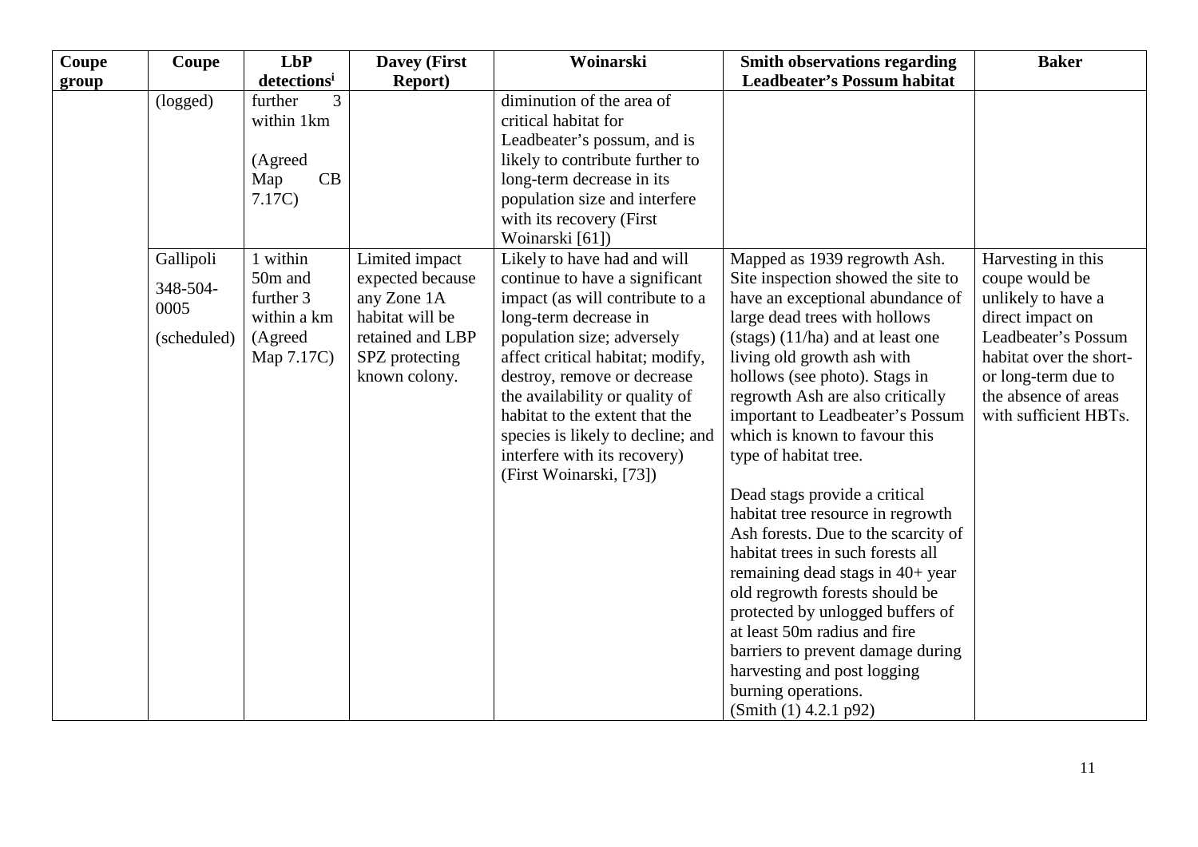| Coupe group | Coupe | LbP detections[i] | Davey (First Report) | Woinarski | Smith observations regarding Leadbeater's Possum habitat | Baker |
|---|---|---|---|---|---|---|
| | (logged) | further 3 within 1km<br><br>(Agreed Map CB 7.17C) | | diminution of the area of critical habitat for Leadbeater's possum, and is likely to contribute further to long-term decrease in its population size and interfere with its recovery (First Woinarski [61]) | | |
| | Gallipoli<br>348-504-0005<br>(scheduled) | 1 within 50m and further 3 within a km (Agreed Map 7.17C) | Limited impact expected because any Zone 1A habitat will be retained and LBP SPZ protecting known colony. | Likely to have had and will continue to have a significant impact (as will contribute to a long-term decrease in population size; adversely affect critical habitat; modify, destroy, remove or decrease the availability or quality of habitat to the extent that the species is likely to decline; and interfere with its recovery) (First Woinarski, [73]) | Mapped as 1939 regrowth Ash. Site inspection showed the site to have an exceptional abundance of large dead trees with hollows (stags) (11/ha) and at least one living old growth ash with hollows (see photo). Stags in regrowth Ash are also critically important to Leadbeater's Possum which is known to favour this type of habitat tree.<br><br>Dead stags provide a critical habitat tree resource in regrowth Ash forests. Due to the scarcity of habitat trees in such forests all remaining dead stags in 40+ year old regrowth forests should be protected by unlogged buffers of at least 50m radius and fire barriers to prevent damage during harvesting and post logging burning operations.<br>(Smith (1) 4.2.1 p92) | Harvesting in this coupe would be unlikely to have a direct impact on Leadbeater's Possum habitat over the short- or long-term due to the absence of areas with sufficient HBTs. |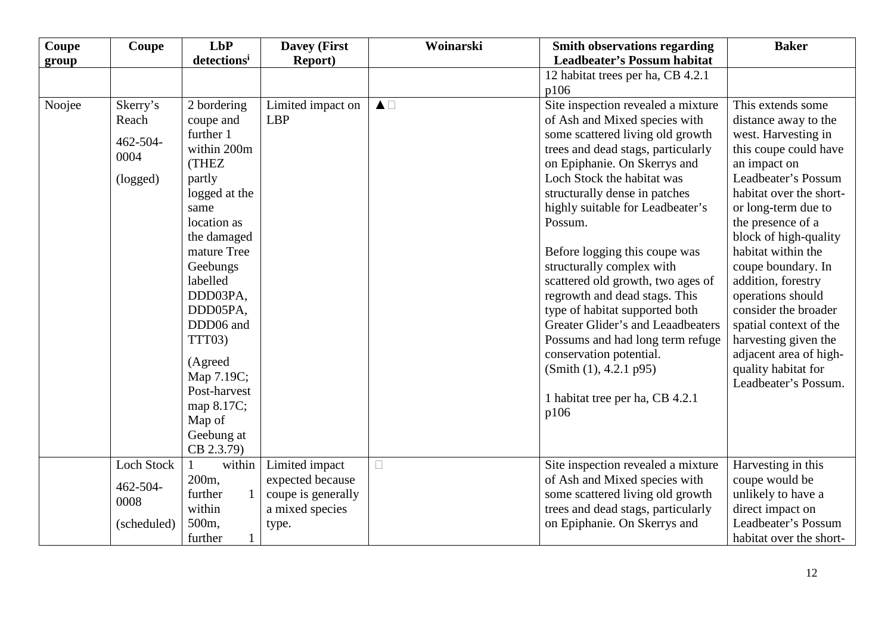| Coupe group | Coupe | LbP detections[i] | Davey (First Report) | Woinarski | Smith observations regarding Leadbeater's Possum habitat | Baker |
|---|---|---|---|---|---|---|
| | | | | | 12 habitat trees per ha, CB 4.2.1 p106 | |
| Noojee | Skerry's Reach<br><br>462-504-0004<br><br>(logged) | 2 bordering coupe and further 1 within 200m (THEZ partly logged at the same location as the damaged mature Tree Geebungs labelled DDD03PA, DDD05PA, DDD06 and TTT03)<br><br>(Agreed Map 7.19C; Post-harvest map 8.17C; Map of Geebung at CB 2.3.79) | Limited impact on LBP | ▲☐ | Site inspection revealed a mixture of Ash and Mixed species with some scattered living old growth trees and dead stags, particularly on Epiphanie. On Skerrys and Loch Stock the habitat was structurally dense in patches highly suitable for Leadbeater's Possum.<br><br>Before logging this coupe was structurally complex with scattered old growth, two ages of regrowth and dead stags. This type of habitat supported both Greater Glider's and Leaadbeaters Possums and had long term refuge conservation potential.<br>(Smith (1), 4.2.1 p95)<br><br>1 habitat tree per ha, CB 4.2.1 p106 | This extends some distance away to the west. Harvesting in this coupe could have an impact on Leadbeater's Possum habitat over the short- or long-term due to the presence of a block of high-quality habitat within the coupe boundary. In addition, forestry operations should consider the broader spatial context of the harvesting given the adjacent area of high-quality habitat for Leadbeater's Possum. |
| | Loch Stock<br><br>462-504-0008<br><br>(scheduled) | 1 within 200m, further 1 within 500m, further 1 | Limited impact expected because coupe is generally a mixed species type. | ☐ | Site inspection revealed a mixture of Ash and Mixed species with some scattered living old growth trees and dead stags, particularly on Epiphanie. On Skerrys and | Harvesting in this coupe would be unlikely to have a direct impact on Leadbeater's Possum habitat over the short- |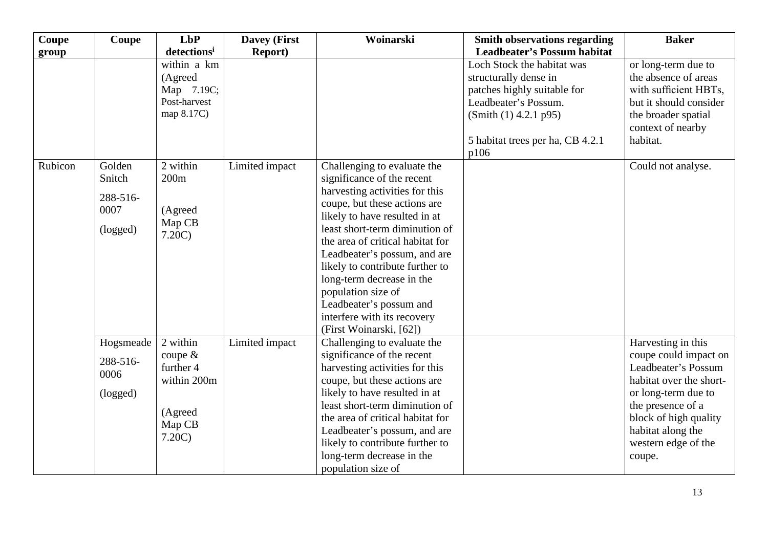| Coupe group | Coupe | LbP detections[i] | Davey (First Report) | Woinarski | Smith observations regarding Leadbeater's Possum habitat | Baker |
|---|---|---|---|---|---|---|
| | | within a km (Agreed Map 7.19C; Post-harvest map 8.17C) | | | Loch Stock the habitat was structurally dense in patches highly suitable for Leadbeater's Possum. (Smith (1) 4.2.1 p95)<br><br>5 habitat trees per ha, CB 4.2.1 p106 | or long-term due to the absence of areas with sufficient HBTs, but it should consider the broader spatial context of nearby habitat. |
| Rubicon | Golden Snitch<br>288-516-0007<br>(logged) | 2 within 200m<br><br>(Agreed Map CB 7.20C) | Limited impact | Challenging to evaluate the significance of the recent harvesting activities for this coupe, but these actions are likely to have resulted in at least short-term diminution of the area of critical habitat for Leadbeater's possum, and are likely to contribute further to long-term decrease in the population size of Leadbeater's possum and interfere with its recovery (First Woinarski, [62]) | | Could not analyse. |
| | Hogsmeade<br>288-516-0006<br>(logged) | 2 within coupe & further 4 within 200m<br><br>(Agreed Map CB 7.20C) | Limited impact | Challenging to evaluate the significance of the recent harvesting activities for this coupe, but these actions are likely to have resulted in at least short-term diminution of the area of critical habitat for Leadbeater's possum, and are likely to contribute further to long-term decrease in the population size of | | Harvesting in this coupe could impact on Leadbeater's Possum habitat over the short- or long-term due to the presence of a block of high quality habitat along the western edge of the coupe. |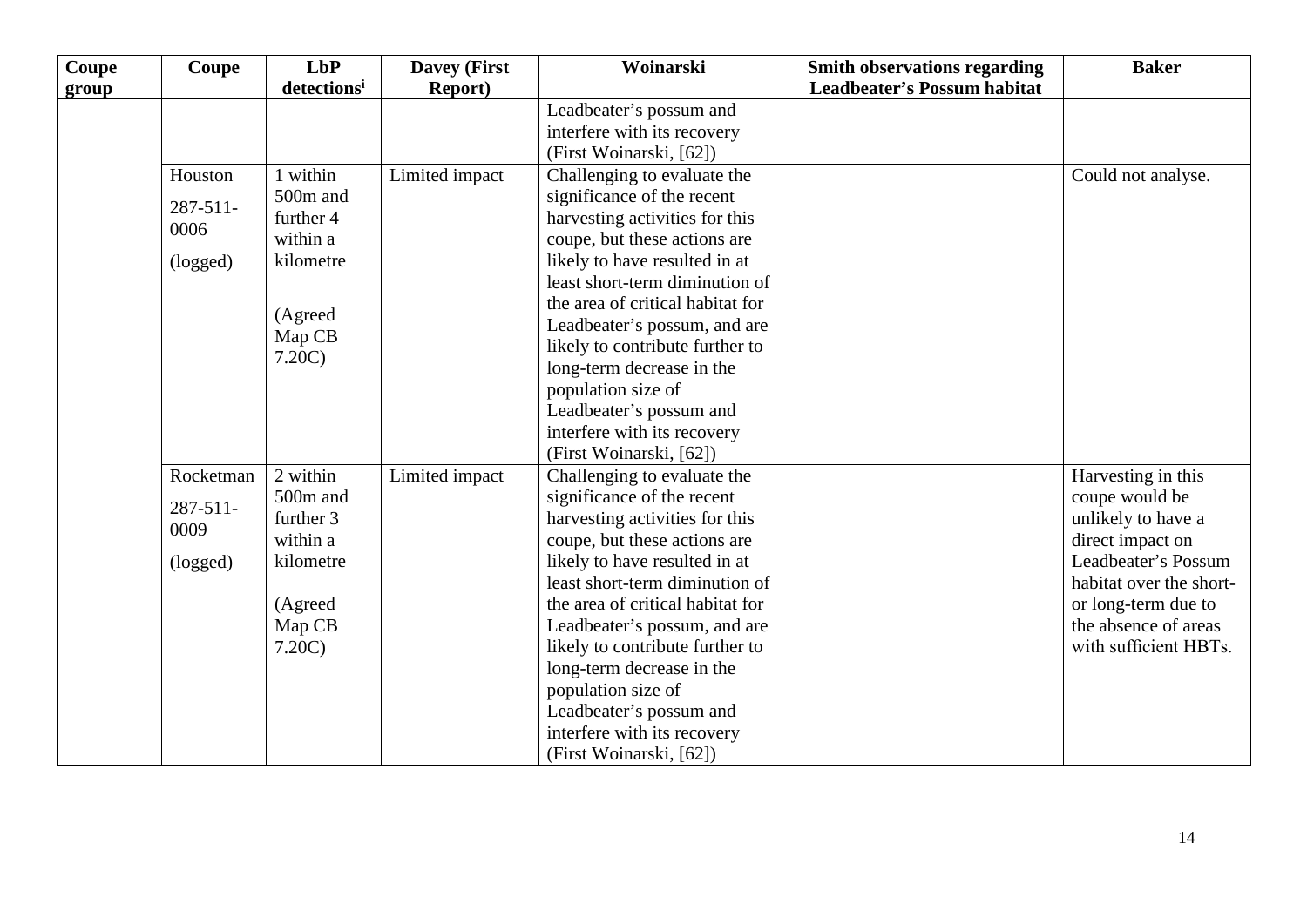| Coupe group | Coupe | LbP detections[i] | Davey (First Report) | Woinarski | Smith observations regarding Leadbeater's Possum habitat | Baker |
|---|---|---|---|---|---|---|
| | | | | Leadbeater's possum and interfere with its recovery (First Woinarski, [62]) | | |
| | Houston 287-511-0006 (logged) | 1 within 500m and further 4 within a kilometre (Agreed Map CB 7.20C) | Limited impact | Challenging to evaluate the significance of the recent harvesting activities for this coupe, but these actions are likely to have resulted in at least short-term diminution of the area of critical habitat for Leadbeater's possum, and are likely to contribute further to long-term decrease in the population size of Leadbeater's possum and interfere with its recovery (First Woinarski, [62]) | | Could not analyse. |
| | Rocketman 287-511-0009 (logged) | 2 within 500m and further 3 within a kilometre (Agreed Map CB 7.20C) | Limited impact | Challenging to evaluate the significance of the recent harvesting activities for this coupe, but these actions are likely to have resulted in at least short-term diminution of the area of critical habitat for Leadbeater's possum, and are likely to contribute further to long-term decrease in the population size of Leadbeater's possum and interfere with its recovery (First Woinarski, [62]) | | Harvesting in this coupe would be unlikely to have a direct impact on Leadbeater's Possum habitat over the short- or long-term due to the absence of areas with sufficient HBTs. |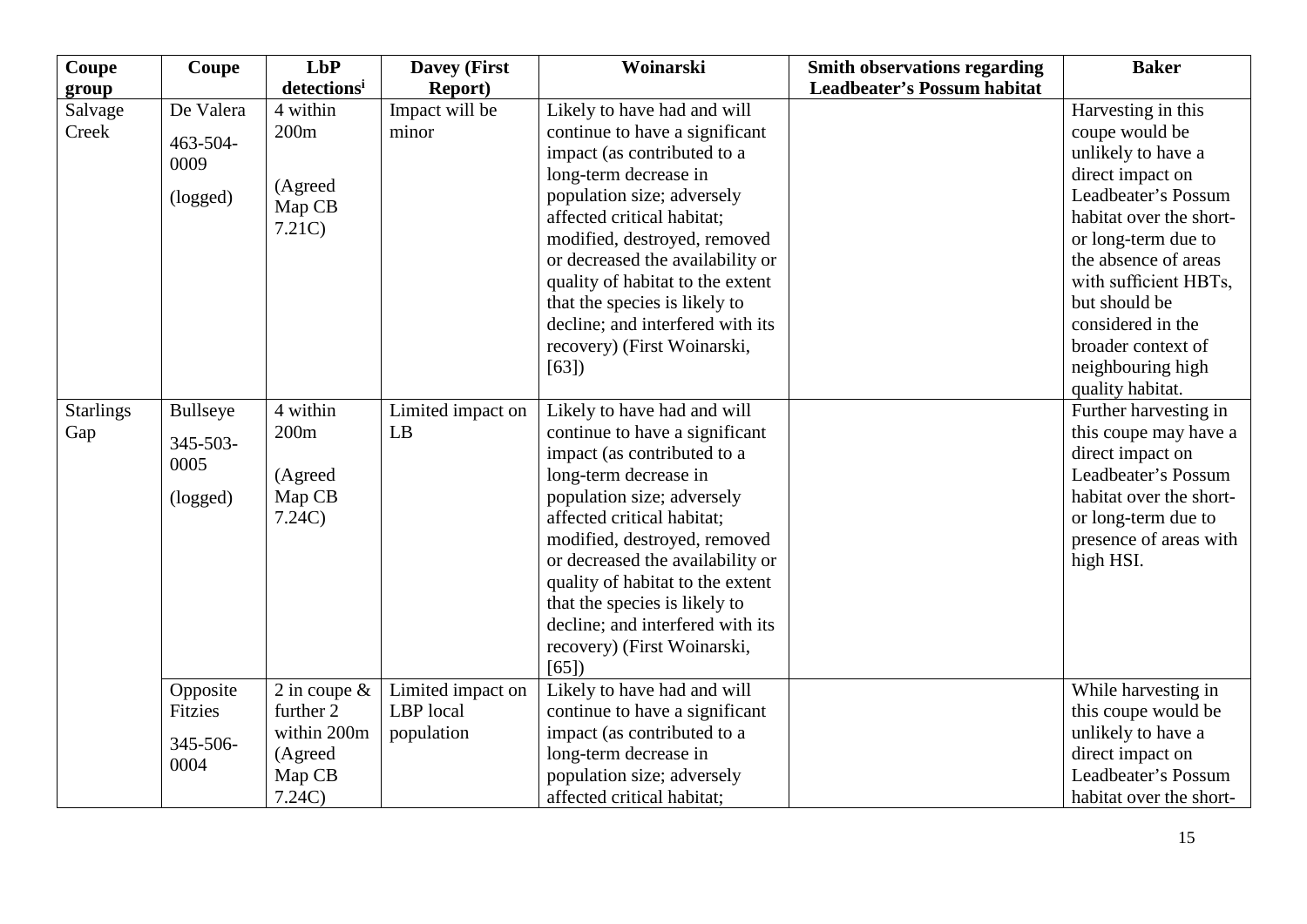| Coupe group | Coupe | LbP detections[i] | Davey (First Report) | Woinarski | Smith observations regarding Leadbeater's Possum habitat | Baker |
|---|---|---|---|---|---|---|
| Salvage Creek | De Valera 463-504-0009 (logged) | 4 within 200m (Agreed Map CB 7.21C) | Impact will be minor | Likely to have had and will continue to have a significant impact (as contributed to a long-term decrease in population size; adversely affected critical habitat; modified, destroyed, removed or decreased the availability or quality of habitat to the extent that the species is likely to decline; and interfered with its recovery) (First Woinarski, [63]) | | Harvesting in this coupe would be unlikely to have a direct impact on Leadbeater's Possum habitat over the short- or long-term due to the absence of areas with sufficient HBTs, but should be considered in the broader context of neighbouring high quality habitat. |
| Starlings Gap | Bullseye 345-503-0005 (logged) | 4 within 200m (Agreed Map CB 7.24C) | Limited impact on LB | Likely to have had and will continue to have a significant impact (as contributed to a long-term decrease in population size; adversely affected critical habitat; modified, destroyed, removed or decreased the availability or quality of habitat to the extent that the species is likely to decline; and interfered with its recovery) (First Woinarski, [65]) | | Further harvesting in this coupe may have a direct impact on Leadbeater's Possum habitat over the short- or long-term due to presence of areas with high HSI. |
| | Opposite Fitzies 345-506-0004 | 2 in coupe & further 2 within 200m (Agreed Map CB 7.24C) | Limited impact on LBP local population | Likely to have had and will continue to have a significant impact (as contributed to a long-term decrease in population size; adversely affected critical habitat; | | While harvesting in this coupe would be unlikely to have a direct impact on Leadbeater's Possum habitat over the short- |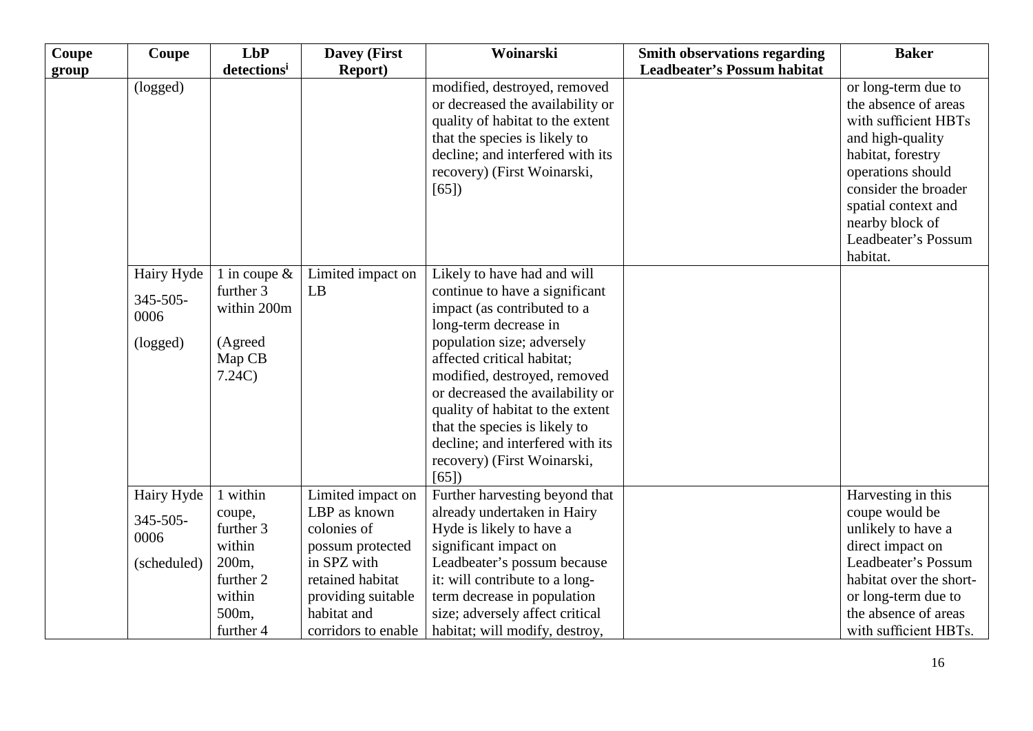| Coupe group | Coupe | LbP detections[i] | Davey (First Report) | Woinarski | Smith observations regarding Leadbeater's Possum habitat | Baker |
|---|---|---|---|---|---|---|
| | (logged) | | | modified, destroyed, removed or decreased the availability or quality of habitat to the extent that the species is likely to decline; and interfered with its recovery) (First Woinarski, [65]) | | or long-term due to the absence of areas with sufficient HBTs and high-quality habitat, forestry operations should consider the broader spatial context and nearby block of Leadbeater's Possum habitat. |
| | Hairy Hyde 345-505-0006 (logged) | 1 in coupe & further 3 within 200m (Agreed Map CB 7.24C) | Limited impact on LB | Likely to have had and will continue to have a significant impact (as contributed to a long-term decrease in population size; adversely affected critical habitat; modified, destroyed, removed or decreased the availability or quality of habitat to the extent that the species is likely to decline; and interfered with its recovery) (First Woinarski, [65]) | | |
| | Hairy Hyde 345-505-0006 (scheduled) | 1 within coupe, further 3 within 200m, further 2 within 500m, further 4 | Limited impact on LBP as known colonies of possum protected in SPZ with retained habitat providing suitable habitat and corridors to enable | Further harvesting beyond that already undertaken in Hairy Hyde is likely to have a significant impact on Leadbeater's possum because it: will contribute to a long-term decrease in population size; adversely affect critical habitat; will modify, destroy, | | Harvesting in this coupe would be unlikely to have a direct impact on Leadbeater's Possum habitat over the short- or long-term due to the absence of areas with sufficient HBTs. |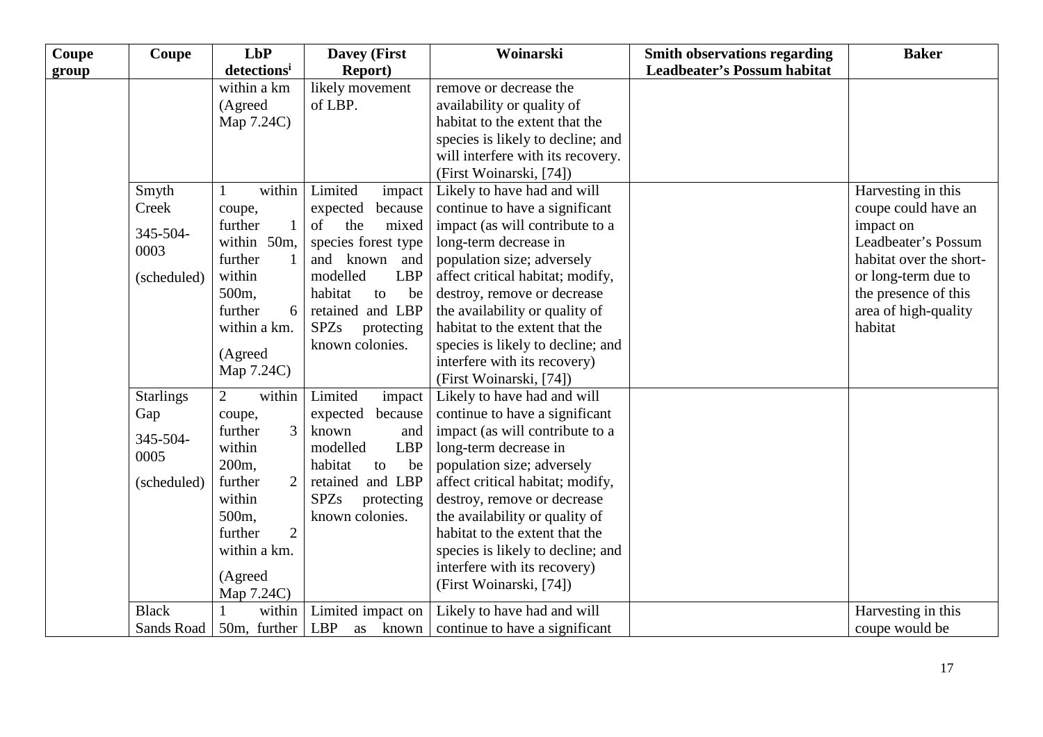| Coupe group | Coupe | LbP detections[i] | Davey (First Report) | Woinarski | Smith observations regarding Leadbeater's Possum habitat | Baker |
|---|---|---|---|---|---|---|
| | | within a km (Agreed Map 7.24C) | likely movement of LBP. | remove or decrease the availability or quality of habitat to the extent that the species is likely to decline; and will interfere with its recovery. (First Woinarski, [74]) | | |
| | Smyth Creek 345-504-0003 (scheduled) | 1 within coupe, further 1 within 50m, further 1 within 500m, further 6 within a km. (Agreed Map 7.24C) | Limited impact expected because of the mixed species forest type and known and modelled LBP habitat to be retained and LBP SPZs protecting known colonies. | Likely to have had and will continue to have a significant impact (as will contribute to a long-term decrease in population size; adversely affect critical habitat; modify, destroy, remove or decrease the availability or quality of habitat to the extent that the species is likely to decline; and interfere with its recovery) (First Woinarski, [74]) | | Harvesting in this coupe could have an impact on Leadbeater's Possum habitat over the short- or long-term due to the presence of this area of high-quality habitat |
| | Starlings Gap 345-504-0005 (scheduled) | 2 within coupe, further 3 within 200m, further 2 within 500m, further 2 within a km. (Agreed Map 7.24C) | Limited impact expected because known and modelled LBP habitat to be retained and LBP SPZs protecting known colonies. | Likely to have had and will continue to have a significant impact (as will contribute to a long-term decrease in population size; adversely affect critical habitat; modify, destroy, remove or decrease the availability or quality of habitat to the extent that the species is likely to decline; and interfere with its recovery) (First Woinarski, [74]) | | |
| | Black Sands Road | 1 within 50m, further | Limited impact on LBP as known | Likely to have had and will continue to have a significant | | Harvesting in this coupe would be |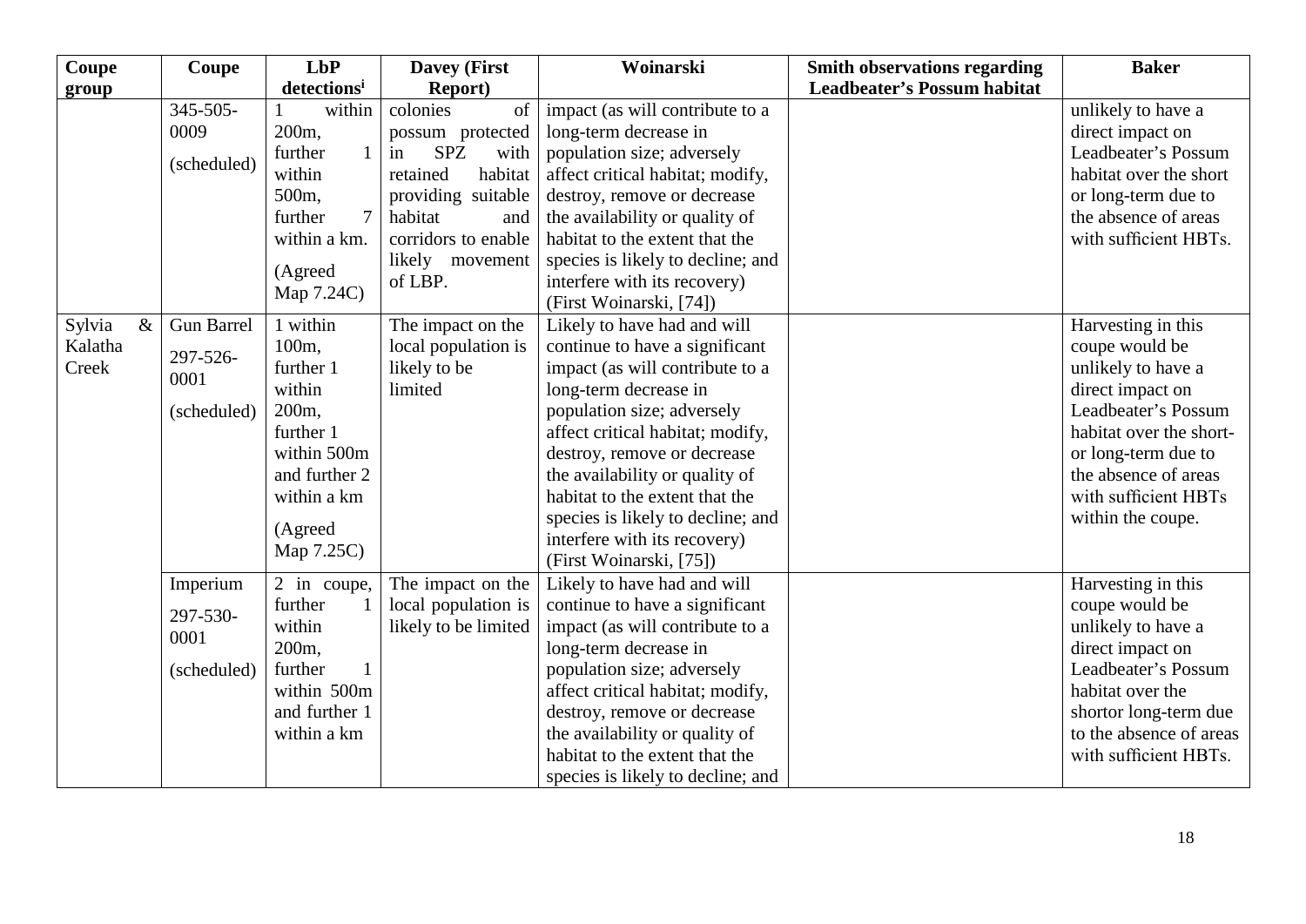| Coupe group | Coupe | LbP detections[i] | Davey (First Report) | Woinarski | Smith observations regarding Leadbeater's Possum habitat | Baker |
|---|---|---|---|---|---|---|
| | 345-505-0009 (scheduled) | 1 within 200m, further 1 within 500m, further 7 within a km. (Agreed Map 7.24C) | colonies of possum protected in SPZ with retained habitat providing suitable habitat and corridors to enable likely movement of LBP. | impact (as will contribute to a long-term decrease in population size; adversely affect critical habitat; modify, destroy, remove or decrease the availability or quality of habitat to the extent that the species is likely to decline; and interfere with its recovery) (First Woinarski, [74]) | | unlikely to have a direct impact on Leadbeater's Possum habitat over the short or long-term due to the absence of areas with sufficient HBTs. |
| Sylvia & Kalatha Creek | Gun Barrel 297-526-0001 (scheduled) | 1 within 100m, further 1 within 200m, further 1 within 500m and further 2 within a km (Agreed Map 7.25C) | The impact on the local population is likely to be limited | Likely to have had and will continue to have a significant impact (as will contribute to a long-term decrease in population size; adversely affect critical habitat; modify, destroy, remove or decrease the availability or quality of habitat to the extent that the species is likely to decline; and interfere with its recovery) (First Woinarski, [75]) | | Harvesting in this coupe would be unlikely to have a direct impact on Leadbeater's Possum habitat over the short- or long-term due to the absence of areas with sufficient HBTs within the coupe. |
| | Imperium 297-530-0001 (scheduled) | 2 in coupe, further 1 within 200m, further 1 within 500m and further 1 within a km | The impact on the local population is likely to be limited | Likely to have had and will continue to have a significant impact (as will contribute to a long-term decrease in population size; adversely affect critical habitat; modify, destroy, remove or decrease the availability or quality of habitat to the extent that the species is likely to decline; and | | Harvesting in this coupe would be unlikely to have a direct impact on Leadbeater's Possum habitat over the shortor long-term due to the absence of areas with sufficient HBTs. |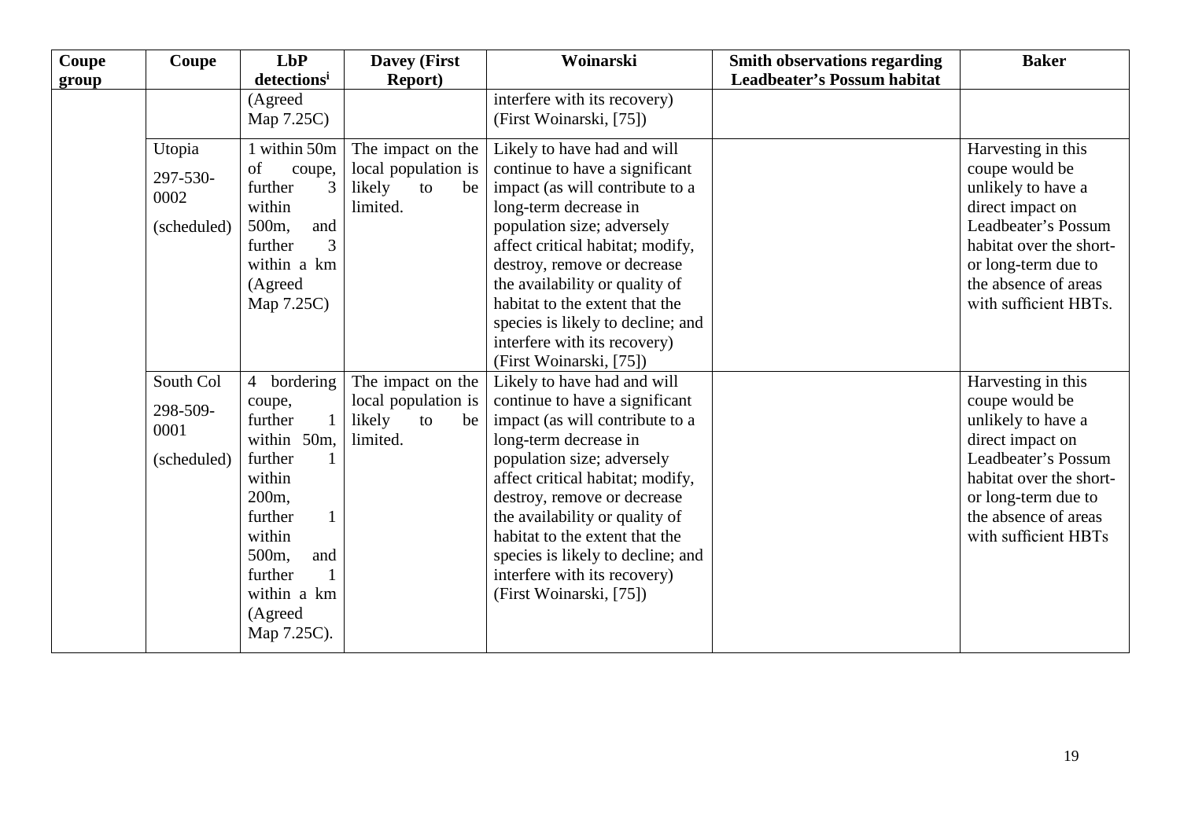| Coupe group | Coupe | LbP detections[i] | Davey (First Report) | Woinarski | Smith observations regarding Leadbeater's Possum habitat | Baker |
|---|---|---|---|---|---|---|
| | | (Agreed Map 7.25C) | | interfere with its recovery) (First Woinarski, [75]) | | |
| | Utopia<br><br>297-530-0002<br><br>(scheduled) | 1 within 50m of coupe, further 3 within 500m, and further 3 within a km (Agreed Map 7.25C) | The impact on the local population is likely to be limited. | Likely to have had and will continue to have a significant impact (as will contribute to a long-term decrease in population size; adversely affect critical habitat; modify, destroy, remove or decrease the availability or quality of habitat to the extent that the species is likely to decline; and interfere with its recovery) (First Woinarski, [75]) | | Harvesting in this coupe would be unlikely to have a direct impact on Leadbeater's Possum habitat over the short- or long-term due to the absence of areas with sufficient HBTs. |
| | South Col<br><br>298-509-0001<br><br>(scheduled) | 4 bordering coupe, further 1 within 50m, further 1 within 200m, further 1 within 500m, and further 1 within a km (Agreed Map 7.25C). | The impact on the local population is likely to be limited. | Likely to have had and will continue to have a significant impact (as will contribute to a long-term decrease in population size; adversely affect critical habitat; modify, destroy, remove or decrease the availability or quality of habitat to the extent that the species is likely to decline; and interfere with its recovery) (First Woinarski, [75]) | | Harvesting in this coupe would be unlikely to have a direct impact on Leadbeater's Possum habitat over the short- or long-term due to the absence of areas with sufficient HBTs |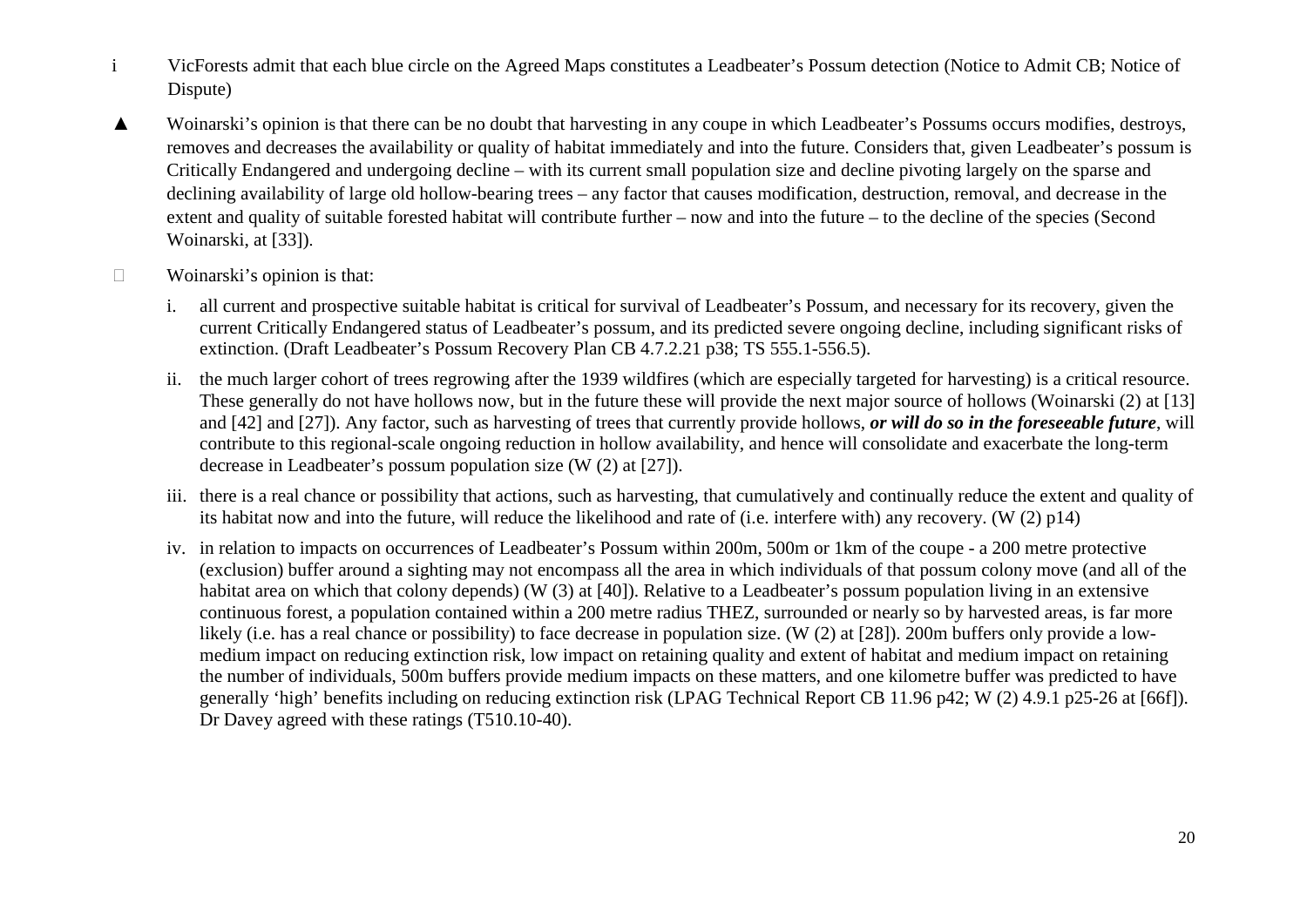- i VicForests admit that each blue circle on the Agreed Maps constitutes a Leadbeater's Possum detection (Notice to Admit CB; Notice of Dispute)

- ▲ Woinarski's opinion is that there can be no doubt that harvesting in any coupe in which Leadbeater's Possums occurs modifies, destroys, removes and decreases the availability or quality of habitat immediately and into the future. Considers that, given Leadbeater's possum is Critically Endangered and undergoing decline – with its current small population size and decline pivoting largely on the sparse and declining availability of large old hollow-bearing trees – any factor that causes modification, destruction, removal, and decrease in the extent and quality of suitable forested habitat will contribute further – now and into the future – to the decline of the species (Second Woinarski, at [33]).

-  Woinarski's opinion is that:

  i. all current and prospective suitable habitat is critical for survival of Leadbeater's Possum, and necessary for its recovery, given the current Critically Endangered status of Leadbeater's possum, and its predicted severe ongoing decline, including significant risks of extinction. (Draft Leadbeater's Possum Recovery Plan CB 4.7.2.21 p38; TS 555.1-556.5).

  ii. the much larger cohort of trees regrowing after the 1939 wildfires (which are especially targeted for harvesting) is a critical resource. These generally do not have hollows now, but in the future these will provide the next major source of hollows (Woinarski (2) at [13] and [42] and [27]). Any factor, such as harvesting of trees that currently provide hollows, ***or will do so in the foreseeable future***, will contribute to this regional-scale ongoing reduction in hollow availability, and hence will consolidate and exacerbate the long-term decrease in Leadbeater's possum population size (W (2) at [27]).

  iii. there is a real chance or possibility that actions, such as harvesting, that cumulatively and continually reduce the extent and quality of its habitat now and into the future, will reduce the likelihood and rate of (i.e. interfere with) any recovery. (W (2) p14)

  iv. in relation to impacts on occurrences of Leadbeater's Possum within 200m, 500m or 1km of the coupe - a 200 metre protective (exclusion) buffer around a sighting may not encompass all the area in which individuals of that possum colony move (and all of the habitat area on which that colony depends) (W (3) at [40]). Relative to a Leadbeater's possum population living in an extensive continuous forest, a population contained within a 200 metre radius THEZ, surrounded or nearly so by harvested areas, is far more likely (i.e. has a real chance or possibility) to face decrease in population size. (W (2) at [28]). 200m buffers only provide a low-medium impact on reducing extinction risk, low impact on retaining quality and extent of habitat and medium impact on retaining the number of individuals, 500m buffers provide medium impacts on these matters, and one kilometre buffer was predicted to have generally 'high' benefits including on reducing extinction risk (LPAG Technical Report CB 11.96 p42; W (2) 4.9.1 p25-26 at [66f]). Dr Davey agreed with these ratings (T510.10-40).